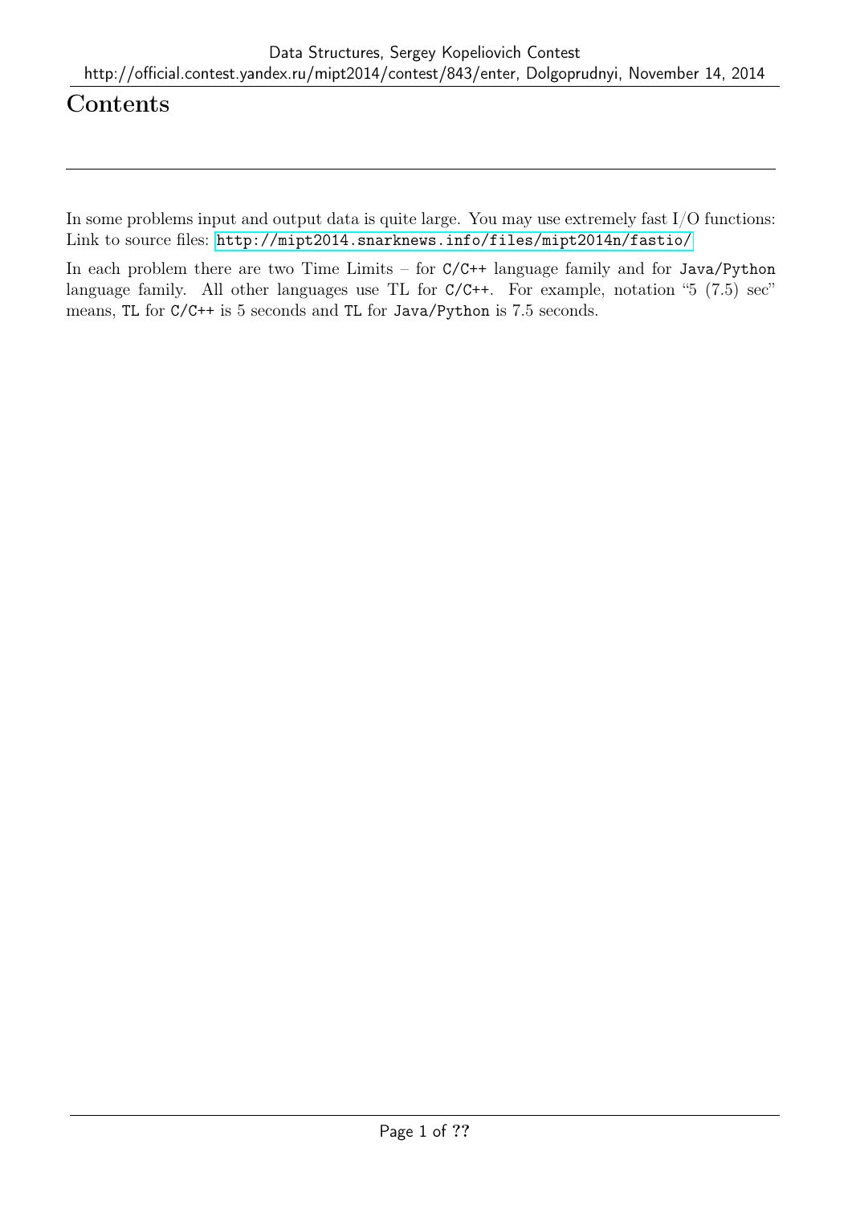# Contents

---

In some problems input and output data is quite large. You may use extremely fast I/O functions: Link to source files: http://mipt2014.snarknews.info/files/mipt2014n/fastio/

In each problem there are two Time Limits – for C/C++ language family and for Java/Python language family. All other languages use TL for C/C++. For example, notation "5 (7.5) sec" means, TL for C/C++ is 5 seconds and TL for Java/Python is 7.5 seconds.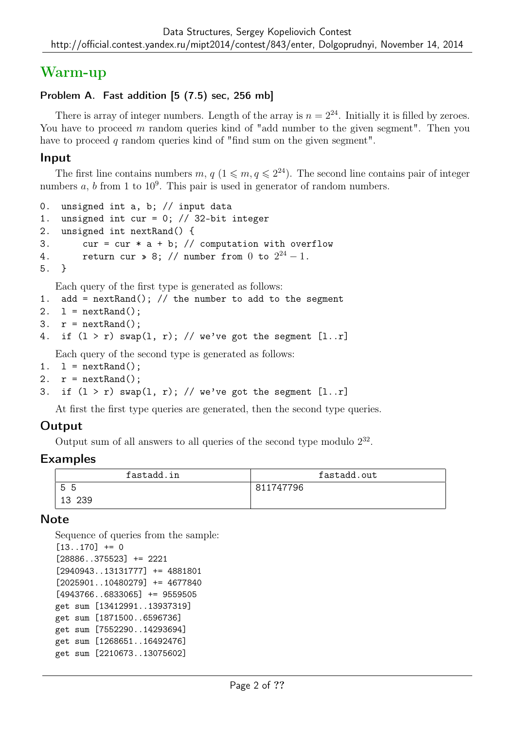# Warm-up

### Problem A. Fast addition [5 (7.5) sec, 256 mb]

There is array of integer numbers. Length of the array is $n = 2^{24}$. Initially it is filled by zeroes. You have to proceed $m$ random queries kind of "add number to the given segment". Then you have to proceed $q$ random queries kind of "find sum on the given segment".

## Input

The first line contains numbers $m$, $q$ ($1 \leqslant m, q \leqslant 2^{24}$). The second line contains pair of integer numbers $a$, $b$ from 1 to $10^9$. This pair is used in generator of random numbers.

```
0.  unsigned int a, b; // input data
1.  unsigned int cur = 0; // 32-bit integer
2.  unsigned int nextRand() {
3.      cur = cur * a + b; // computation with overflow
4.      return cur >> 8; // number from 0 to 2^24 - 1.
5.  }
```

Each query of the first type is generated as follows:

```
1.  add = nextRand(); // the number to add to the segment
2.  l = nextRand();
3.  r = nextRand();
4.  if (l > r) swap(l, r); // we've got the segment [l..r]
```

Each query of the second type is generated as follows:

```
1.  l = nextRand();
2.  r = nextRand();
3.  if (l > r) swap(l, r); // we've got the segment [l..r]
```

At first the first type queries are generated, then the second type queries.

## Output

Output sum of all answers to all queries of the second type modulo $2^{32}$.

## Examples

| fastadd.in | fastadd.out |
| --- | --- |
| 5 5<br>13 239 | 811747796 |

## Note

Sequence of queries from the sample:

```
[13..170] += 0
[28886..375523] += 2221
[2940943..13131777] += 4881801
[2025901..10480279] += 4677840
[4943766..6833065] += 9559505
get sum [13412991..13937319]
get sum [1871500..6596736]
get sum [7552290..14293694]
get sum [1268651..16492476]
get sum [2210673..13075602]
```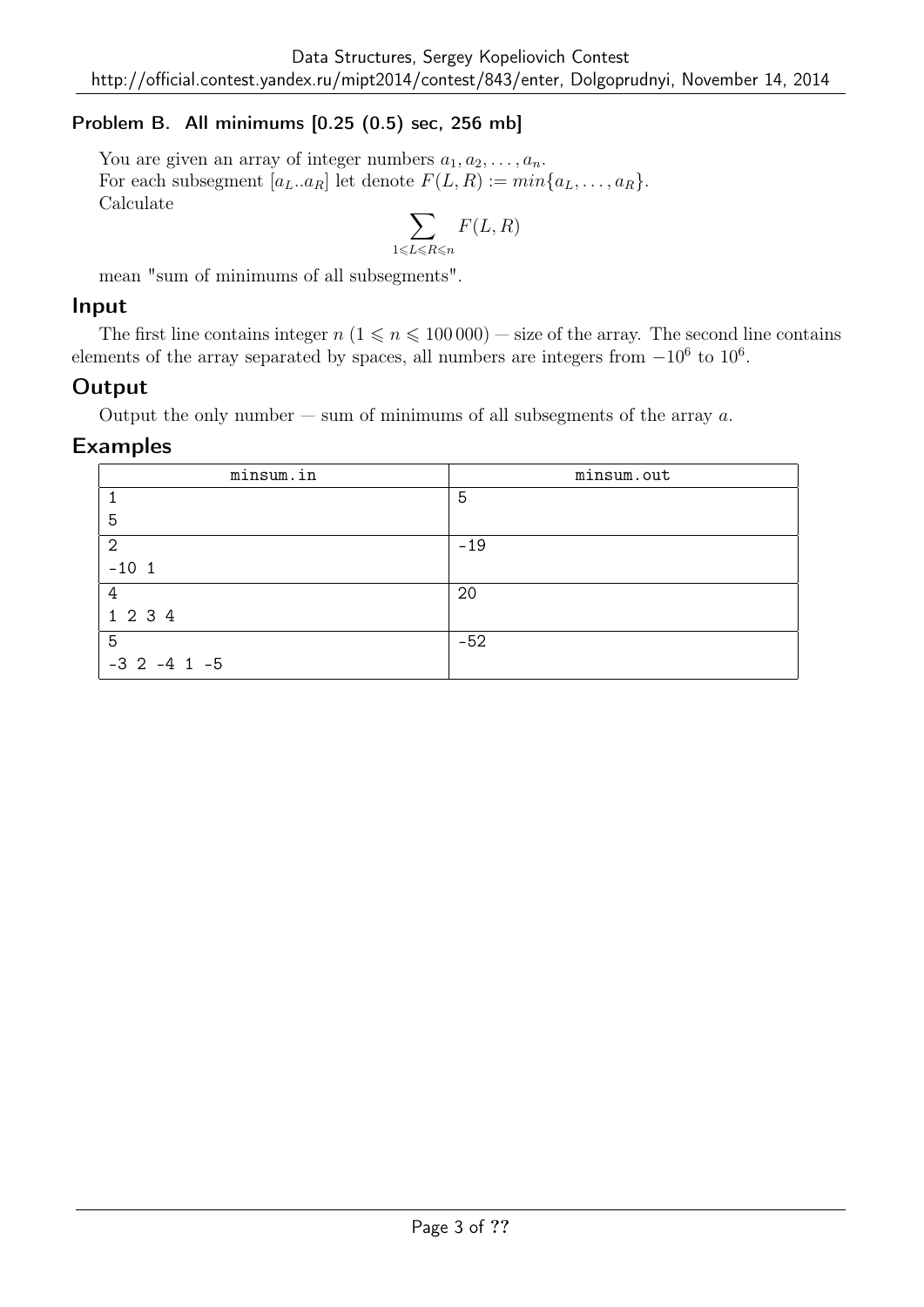### Problem B. All minimums [0.25 (0.5) sec, 256 mb]

You are given an array of integer numbers $a_1, a_2, \ldots, a_n$.
For each subsegment $[a_L..a_R]$ let denote $F(L, R) := min\{a_L, \ldots, a_R\}$.
Calculate

$$\sum_{1 \leqslant L \leqslant R \leqslant n} F(L, R)$$

mean "sum of minimums of all subsegments".

## Input

The first line contains integer $n$ ($1 \leqslant n \leqslant 100\,000$) — size of the array. The second line contains elements of the array separated by spaces, all numbers are integers from $-10^6$ to $10^6$.

## Output

Output the only number — sum of minimums of all subsegments of the array $a$.

## Examples

| minsum.in | minsum.out |
|---|---|
| 1<br>5 | 5 |
| 2<br>-10 1 | -19 |
| 4<br>1 2 3 4 | 20 |
| 5<br>-3 2 -4 1 -5 | -52 |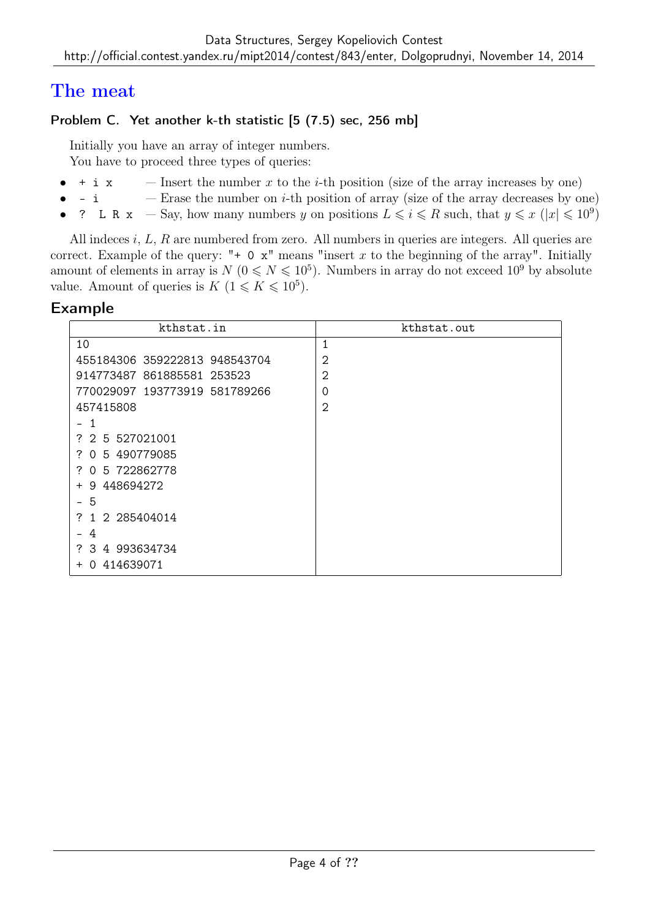# The meat

### Problem C. Yet another k-th statistic [5 (7.5) sec, 256 mb]

Initially you have an array of integer numbers.

You have to proceed three types of queries:

- `+ i x` — Insert the number $x$ to the $i$-th position (size of the array increases by one)
- `- i` — Erase the number on $i$-th position of array (size of the array decreases by one)
- `? L R x` — Say, how many numbers $y$ on positions $L \leqslant i \leqslant R$ such, that $y \leqslant x$ ($|x| \leqslant 10^9$)

All indeces $i$, $L$, $R$ are numbered from zero. All numbers in queries are integers. All queries are correct. Example of the query: "`+ 0 x`" means "insert $x$ to the beginning of the array". Initially amount of elements in array is $N$ ($0 \leqslant N \leqslant 10^5$). Numbers in array do not exceed $10^9$ by absolute value. Amount of queries is $K$ ($1 \leqslant K \leqslant 10^5$).

## Example

| kthstat.in | kthstat.out |
|---|---|
| 10<br>455184306 359222813 948543704<br>914773487 861885581 253523<br>770029097 193773919 581789266<br>457415808<br>- 1<br>? 2 5 527021001<br>? 0 5 490779085<br>? 0 5 722862778<br>+ 9 448694272<br>- 5<br>? 1 2 285404014<br>- 4<br>? 3 4 993634734<br>+ 0 414639071 | 1<br>2<br>2<br>0<br>2 |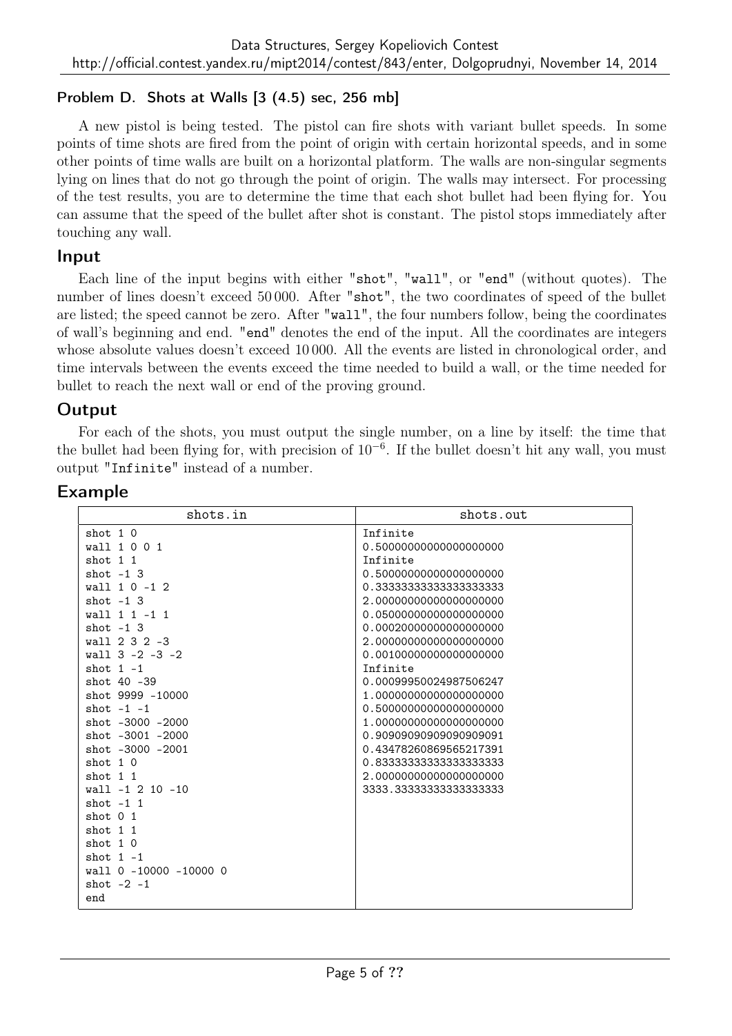## Problem D. Shots at Walls [3 (4.5) sec, 256 mb]

A new pistol is being tested. The pistol can fire shots with variant bullet speeds. In some points of time shots are fired from the point of origin with certain horizontal speeds, and in some other points of time walls are built on a horizontal platform. The walls are non-singular segments lying on lines that do not go through the point of origin. The walls may intersect. For processing of the test results, you are to determine the time that each shot bullet had been flying for. You can assume that the speed of the bullet after shot is constant. The pistol stops immediately after touching any wall.

### Input

Each line of the input begins with either "shot", "wall", or "end" (without quotes). The number of lines doesn't exceed 50 000. After "shot", the two coordinates of speed of the bullet are listed; the speed cannot be zero. After "wall", the four numbers follow, being the coordinates of wall's beginning and end. "end" denotes the end of the input. All the coordinates are integers whose absolute values doesn't exceed 10 000. All the events are listed in chronological order, and time intervals between the events exceed the time needed to build a wall, or the time needed for bullet to reach the next wall or end of the proving ground.

### Output

For each of the shots, you must output the single number, on a line by itself: the time that the bullet had been flying for, with precision of $10^{-6}$. If the bullet doesn't hit any wall, you must output "Infinite" instead of a number.

### Example

| shots.in | shots.out |
|---|---|
| shot 1 0<br>wall 1 0 0 1<br>shot 1 1<br>shot -1 3<br>wall 1 0 -1 2<br>shot -1 3<br>wall 1 1 -1 1<br>shot -1 3<br>wall 2 3 2 -3<br>wall 3 -2 -3 -2<br>shot 1 -1<br>shot 40 -39<br>shot 9999 -10000<br>shot -1 -1<br>shot -3000 -2000<br>shot -3001 -2000<br>shot -3000 -2001<br>shot 1 0<br>shot 1 1<br>wall -1 2 10 -10<br>shot -1 1<br>shot 0 1<br>shot 1 1<br>shot 1 0<br>shot 1 -1<br>wall 0 -10000 -10000 0<br>shot -2 -1<br>end | Infinite<br>0.50000000000000000000<br>Infinite<br>0.50000000000000000000<br>0.33333333333333333333<br>2.00000000000000000000<br>0.05000000000000000000<br>0.00020000000000000000<br>2.00000000000000000000<br>0.00100000000000000000<br>Infinite<br>0.00099950024987506247<br>1.00000000000000000000<br>0.50000000000000000000<br>1.00000000000000000000<br>0.90909090909090909091<br>0.43478260869565217391<br>0.83333333333333333333<br>2.00000000000000000000<br>3333.33333333333333333 |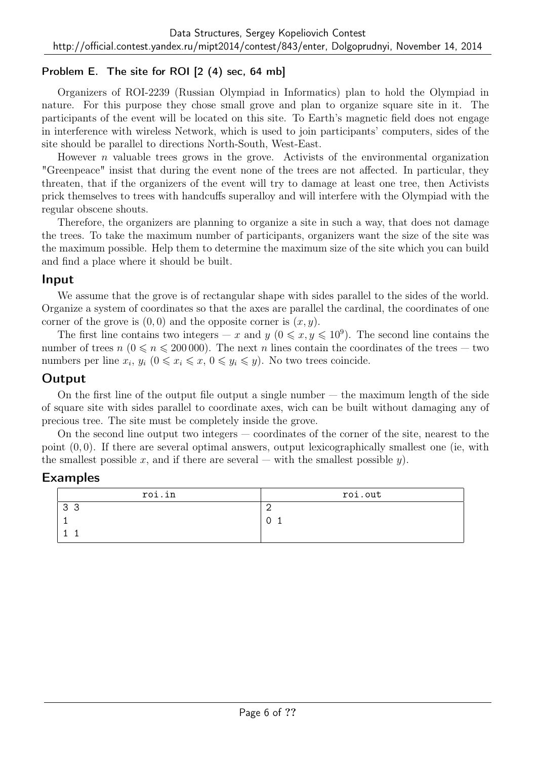### Problem E. The site for ROI [2 (4) sec, 64 mb]

Organizers of ROI-2239 (Russian Olympiad in Informatics) plan to hold the Olympiad in nature. For this purpose they chose small grove and plan to organize square site in it. The participants of the event will be located on this site. To Earth's magnetic field does not engage in interference with wireless Network, which is used to join participants' computers, sides of the site should be parallel to directions North-South, West-East.

However $n$ valuable trees grows in the grove. Activists of the environmental organization "Greenpeace" insist that during the event none of the trees are not affected. In particular, they threaten, that if the organizers of the event will try to damage at least one tree, then Activists prick themselves to trees with handcuffs superalloy and will interfere with the Olympiad with the regular obscene shouts.

Therefore, the organizers are planning to organize a site in such a way, that does not damage the trees. To take the maximum number of participants, organizers want the size of the site was the maximum possible. Help them to determine the maximum size of the site which you can build and find a place where it should be built.

## Input

We assume that the grove is of rectangular shape with sides parallel to the sides of the world. Organize a system of coordinates so that the axes are parallel the cardinal, the coordinates of one corner of the grove is $(0, 0)$ and the opposite corner is $(x, y)$.

The first line contains two integers — $x$ and $y$ ($0 \leqslant x, y \leqslant 10^9$). The second line contains the number of trees $n$ ($0 \leqslant n \leqslant 200\,000$). The next $n$ lines contain the coordinates of the trees — two numbers per line $x_i$, $y_i$ ($0 \leqslant x_i \leqslant x$, $0 \leqslant y_i \leqslant y$). No two trees coincide.

## Output

On the first line of the output file output a single number — the maximum length of the side of square site with sides parallel to coordinate axes, wich can be built without damaging any of precious tree. The site must be completely inside the grove.

On the second line output two integers — coordinates of the corner of the site, nearest to the point $(0, 0)$. If there are several optimal answers, output lexicographically smallest one (ie, with the smallest possible $x$, and if there are several — with the smallest possible $y$).

## Examples

| roi.in | roi.out |
|---|---|
| 3 3<br>1<br>1 1 | 2<br>0 1 |